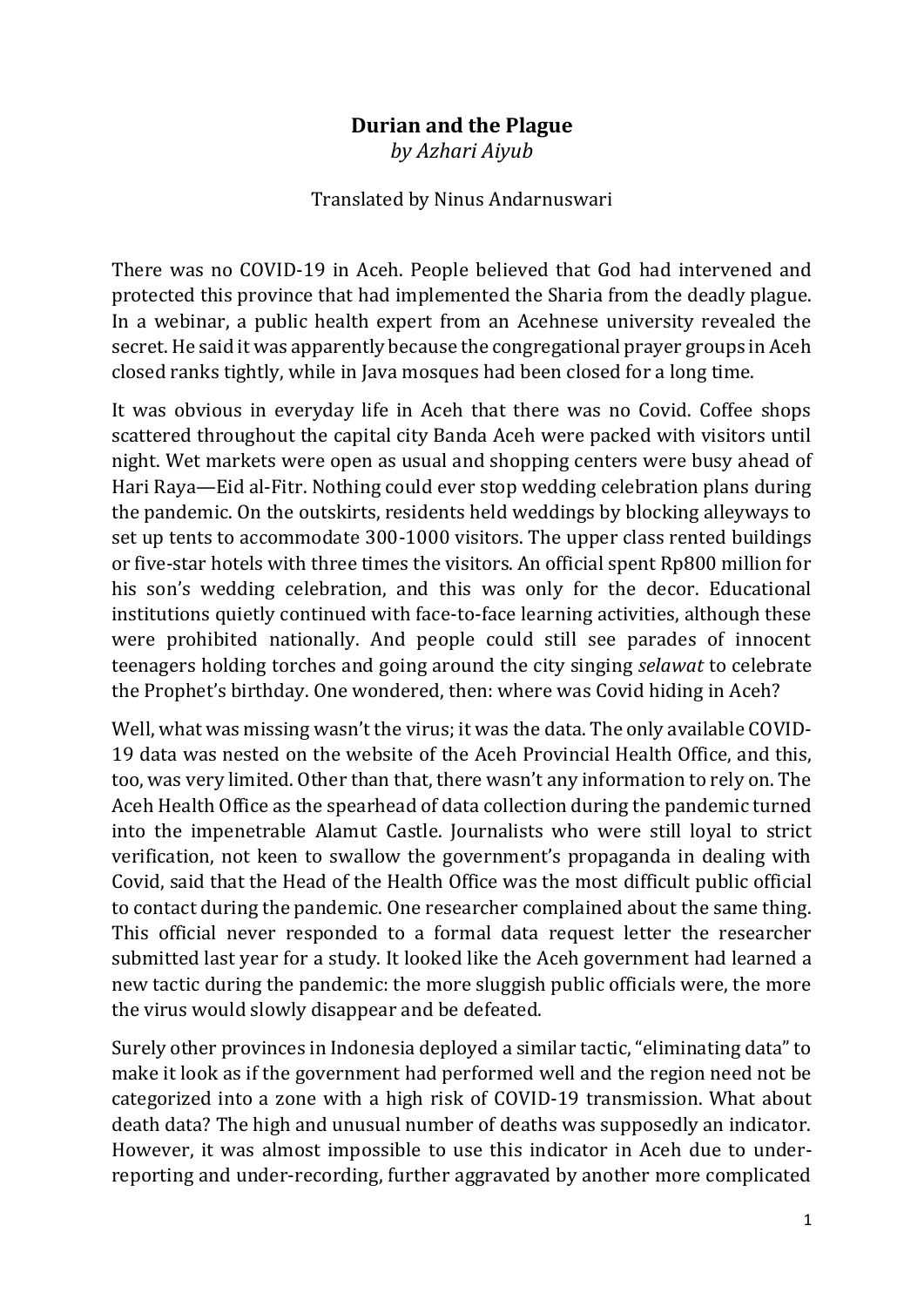# **Durian and the Plague**

*by Azhari Aiyub*

Translated by Ninus Andarnuswari

There was no COVID-19 in Aceh. People believed that God had intervened and protected this province that had implemented the Sharia from the deadly plague. In a webinar, a public health expert from an Acehnese university revealed the secret. He said it was apparently because the congregational prayer groups in Aceh closed ranks tightly, while in Java mosques had been closed for a long time.

It was obvious in everyday life in Aceh that there was no Covid. Coffee shops scattered throughout the capital city Banda Aceh were packed with visitors until night. Wet markets were open as usual and shopping centers were busy ahead of Hari Raya—Eid al-Fitr. Nothing could ever stop wedding celebration plans during the pandemic. On the outskirts, residents held weddings by blocking alleyways to set up tents to accommodate 300-1000 visitors. The upper class rented buildings or five-star hotels with three times the visitors. An official spent Rp800 million for his son's wedding celebration, and this was only for the decor. Educational institutions quietly continued with face-to-face learning activities, although these were prohibited nationally. And people could still see parades of innocent teenagers holding torches and going around the city singing *selawat* to celebrate the Prophet's birthday. One wondered, then: where was Covid hiding in Aceh?

Well, what was missing wasn't the virus; it was the data. The only available COVID-19 data was nested on the website of the Aceh Provincial Health Office, and this, too, was very limited. Other than that, there wasn't any information to rely on. The Aceh Health Office as the spearhead of data collection during the pandemic turned into the impenetrable Alamut Castle. Journalists who were still loyal to strict verification, not keen to swallow the government's propaganda in dealing with Covid, said that the Head of the Health Office was the most difficult public official to contact during the pandemic. One researcher complained about the same thing. This official never responded to a formal data request letter the researcher submitted last year for a study. It looked like the Aceh government had learned a new tactic during the pandemic: the more sluggish public officials were, the more the virus would slowly disappear and be defeated.

Surely other provinces in Indonesia deployed a similar tactic, "eliminating data" to make it look as if the government had performed well and the region need not be categorized into a zone with a high risk of COVID-19 transmission. What about death data? The high and unusual number of deaths was supposedly an indicator. However, it was almost impossible to use this indicator in Aceh due to under-reporting and under-recording, further aggravated by another more complicated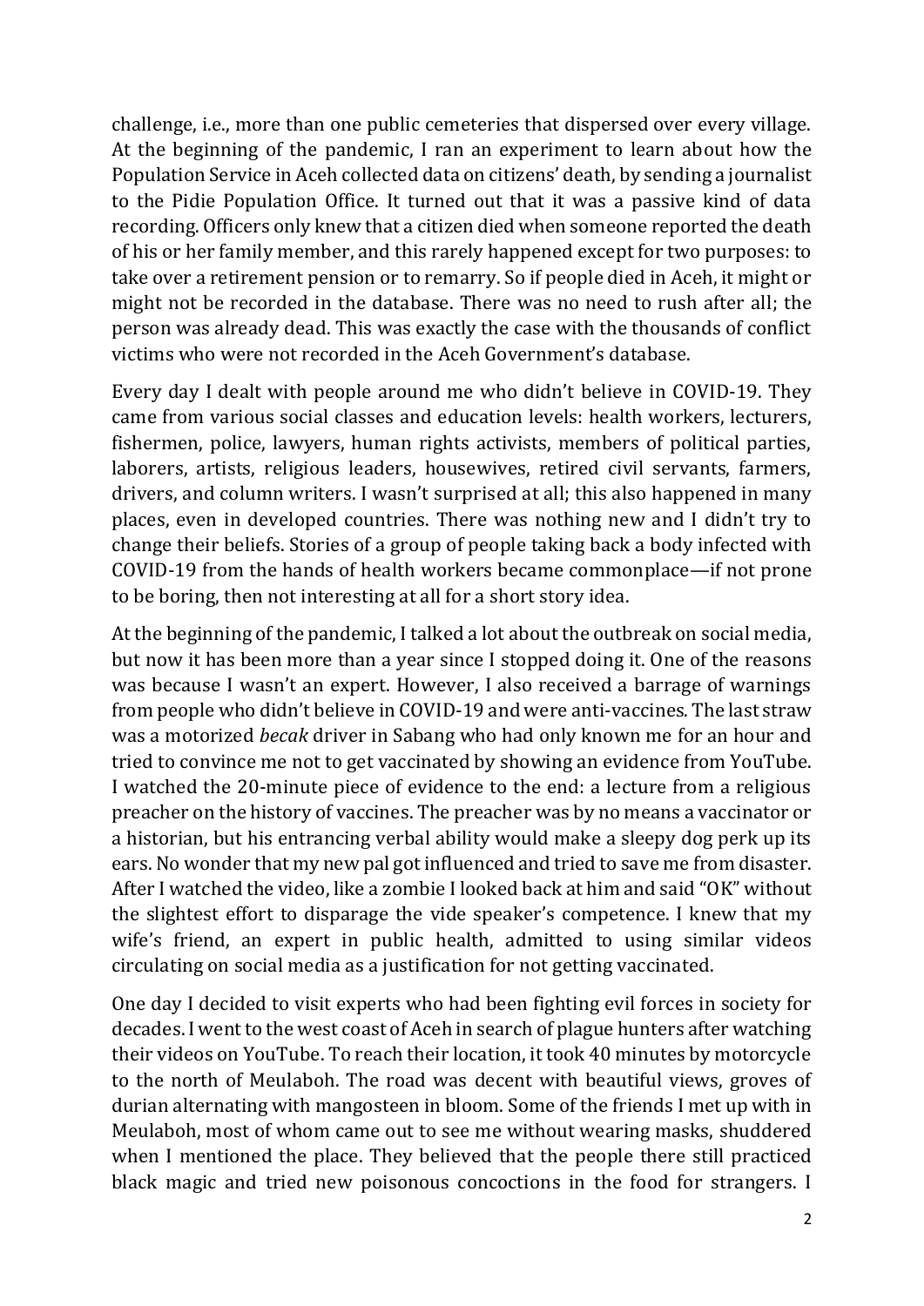challenge, i.e., more than one public cemeteries that dispersed over every village. At the beginning of the pandemic, I ran an experiment to learn about how the Population Service in Aceh collected data on citizens' death, by sending a journalist to the Pidie Population Office. It turned out that it was a passive kind of data recording. Officers only knew that a citizen died when someone reported the death of his or her family member, and this rarely happened except for two purposes: to take over a retirement pension or to remarry. So if people died in Aceh, it might or might not be recorded in the database. There was no need to rush after all; the person was already dead. This was exactly the case with the thousands of conflict victims who were not recorded in the Aceh Government's database.

Every day I dealt with people around me who didn't believe in COVID-19. They came from various social classes and education levels: health workers, lecturers, fishermen, police, lawyers, human rights activists, members of political parties, laborers, artists, religious leaders, housewives, retired civil servants, farmers, drivers, and column writers. I wasn't surprised at all; this also happened in many places, even in developed countries. There was nothing new and I didn't try to change their beliefs. Stories of a group of people taking back a body infected with COVID-19 from the hands of health workers became commonplace—if not prone to be boring, then not interesting at all for a short story idea.

At the beginning of the pandemic, I talked a lot about the outbreak on social media, but now it has been more than a year since I stopped doing it. One of the reasons was because I wasn't an expert. However, I also received a barrage of warnings from people who didn't believe in COVID-19 and were anti-vaccines. The last straw was a motorized *becak* driver in Sabang who had only known me for an hour and tried to convince me not to get vaccinated by showing an evidence from YouTube. I watched the 20-minute piece of evidence to the end: a lecture from a religious preacher on the history of vaccines. The preacher was by no means a vaccinator or a historian, but his entrancing verbal ability would make a sleepy dog perk up its ears. No wonder that my new pal got influenced and tried to save me from disaster. After I watched the video, like a zombie I looked back at him and said "OK" without the slightest effort to disparage the vide speaker's competence. I knew that my wife's friend, an expert in public health, admitted to using similar videos circulating on social media as a justification for not getting vaccinated.

One day I decided to visit experts who had been fighting evil forces in society for decades. I went to the west coast of Aceh in search of plague hunters after watching their videos on YouTube. To reach their location, it took 40 minutes by motorcycle to the north of Meulaboh. The road was decent with beautiful views, groves of durian alternating with mangosteen in bloom. Some of the friends I met up with in Meulaboh, most of whom came out to see me without wearing masks, shuddered when I mentioned the place. They believed that the people there still practiced black magic and tried new poisonous concoctions in the food for strangers. I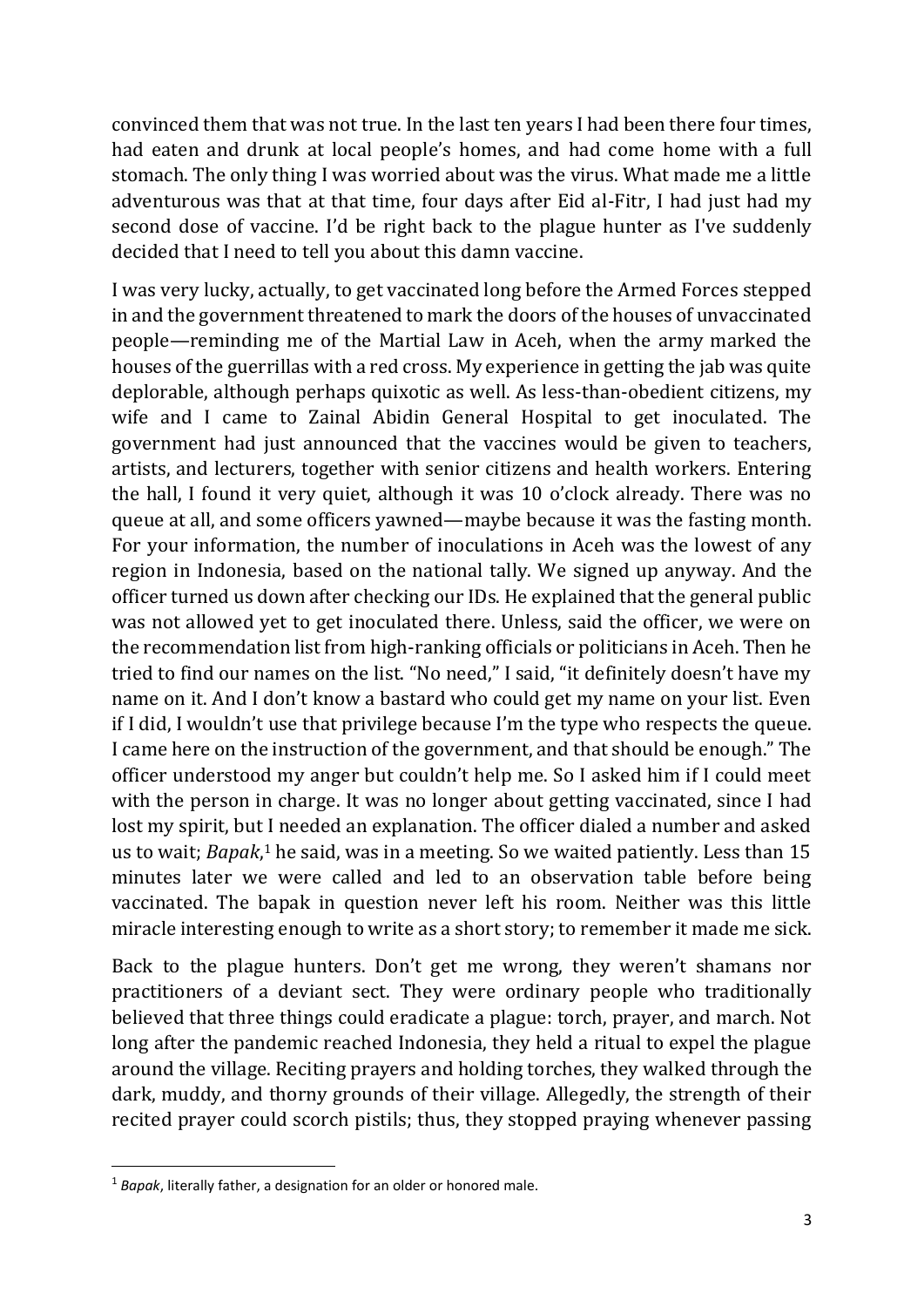convinced them that was not true. In the last ten years I had been there four times, had eaten and drunk at local people's homes, and had come home with a full stomach. The only thing I was worried about was the virus. What made me a little adventurous was that at that time, four days after Eid al-Fitr, I had just had my second dose of vaccine. I'd be right back to the plague hunter as I've suddenly decided that I need to tell you about this damn vaccine.

I was very lucky, actually, to get vaccinated long before the Armed Forces stepped in and the government threatened to mark the doors of the houses of unvaccinated people—reminding me of the Martial Law in Aceh, when the army marked the houses of the guerrillas with a red cross. My experience in getting the jab was quite deplorable, although perhaps quixotic as well. As less-than-obedient citizens, my wife and I came to Zainal Abidin General Hospital to get inoculated. The government had just announced that the vaccines would be given to teachers, artists, and lecturers, together with senior citizens and health workers. Entering the hall, I found it very quiet, although it was 10 o'clock already. There was no queue at all, and some officers yawned—maybe because it was the fasting month. For your information, the number of inoculations in Aceh was the lowest of any region in Indonesia, based on the national tally. We signed up anyway. And the officer turned us down after checking our IDs. He explained that the general public was not allowed yet to get inoculated there. Unless, said the officer, we were on the recommendation list from high-ranking officials or politicians in Aceh. Then he tried to find our names on the list. "No need," I said, "it definitely doesn't have my name on it. And I don't know a bastard who could get my name on your list. Even if I did, I wouldn't use that privilege because I'm the type who respects the queue. I came here on the instruction of the government, and that should be enough." The officer understood my anger but couldn't help me. So I asked him if I could meet with the person in charge. It was no longer about getting vaccinated, since I had lost my spirit, but I needed an explanation. The officer dialed a number and asked us to wait; *Bapak*,[1] he said, was in a meeting. So we waited patiently. Less than 15 minutes later we were called and led to an observation table before being vaccinated. The bapak in question never left his room. Neither was this little miracle interesting enough to write as a short story; to remember it made me sick.

Back to the plague hunters. Don't get me wrong, they weren't shamans nor practitioners of a deviant sect. They were ordinary people who traditionally believed that three things could eradicate a plague: torch, prayer, and march. Not long after the pandemic reached Indonesia, they held a ritual to expel the plague around the village. Reciting prayers and holding torches, they walked through the dark, muddy, and thorny grounds of their village. Allegedly, the strength of their recited prayer could scorch pistils; thus, they stopped praying whenever passing

[1] *Bapak*, literally father, a designation for an older or honored male.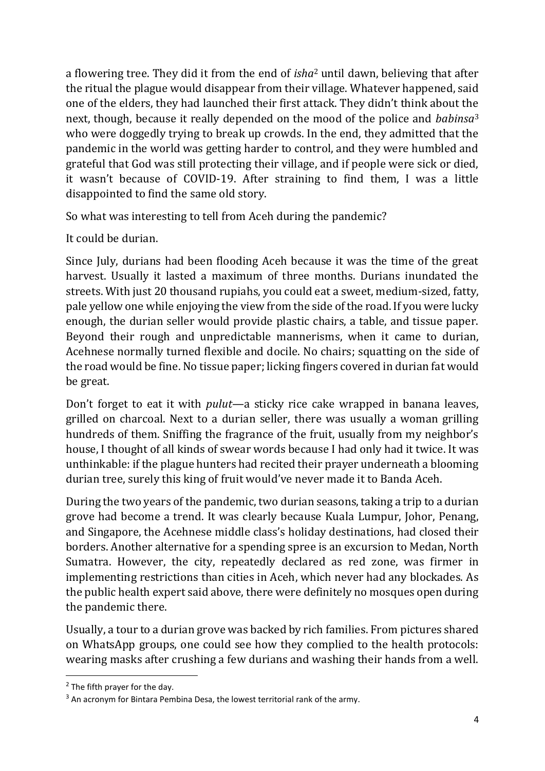a flowering tree. They did it from the end of *isha*[2] until dawn, believing that after the ritual the plague would disappear from their village. Whatever happened, said one of the elders, they had launched their first attack. They didn't think about the next, though, because it really depended on the mood of the police and *babinsa*[3] who were doggedly trying to break up crowds. In the end, they admitted that the pandemic in the world was getting harder to control, and they were humbled and grateful that God was still protecting their village, and if people were sick or died, it wasn't because of COVID-19. After straining to find them, I was a little disappointed to find the same old story.

So what was interesting to tell from Aceh during the pandemic?

It could be durian.

Since July, durians had been flooding Aceh because it was the time of the great harvest. Usually it lasted a maximum of three months. Durians inundated the streets. With just 20 thousand rupiahs, you could eat a sweet, medium-sized, fatty, pale yellow one while enjoying the view from the side of the road. If you were lucky enough, the durian seller would provide plastic chairs, a table, and tissue paper. Beyond their rough and unpredictable mannerisms, when it came to durian, Acehnese normally turned flexible and docile. No chairs; squatting on the side of the road would be fine. No tissue paper; licking fingers covered in durian fat would be great.

Don't forget to eat it with *pulut*—a sticky rice cake wrapped in banana leaves, grilled on charcoal. Next to a durian seller, there was usually a woman grilling hundreds of them. Sniffing the fragrance of the fruit, usually from my neighbor's house, I thought of all kinds of swear words because I had only had it twice. It was unthinkable: if the plague hunters had recited their prayer underneath a blooming durian tree, surely this king of fruit would've never made it to Banda Aceh.

During the two years of the pandemic, two durian seasons, taking a trip to a durian grove had become a trend. It was clearly because Kuala Lumpur, Johor, Penang, and Singapore, the Acehnese middle class's holiday destinations, had closed their borders. Another alternative for a spending spree is an excursion to Medan, North Sumatra. However, the city, repeatedly declared as red zone, was firmer in implementing restrictions than cities in Aceh, which never had any blockades. As the public health expert said above, there were definitely no mosques open during the pandemic there.

Usually, a tour to a durian grove was backed by rich families. From pictures shared on WhatsApp groups, one could see how they complied to the health protocols: wearing masks after crushing a few durians and washing their hands from a well.

---

[2] The fifth prayer for the day.

[3] An acronym for Bintara Pembina Desa, the lowest territorial rank of the army.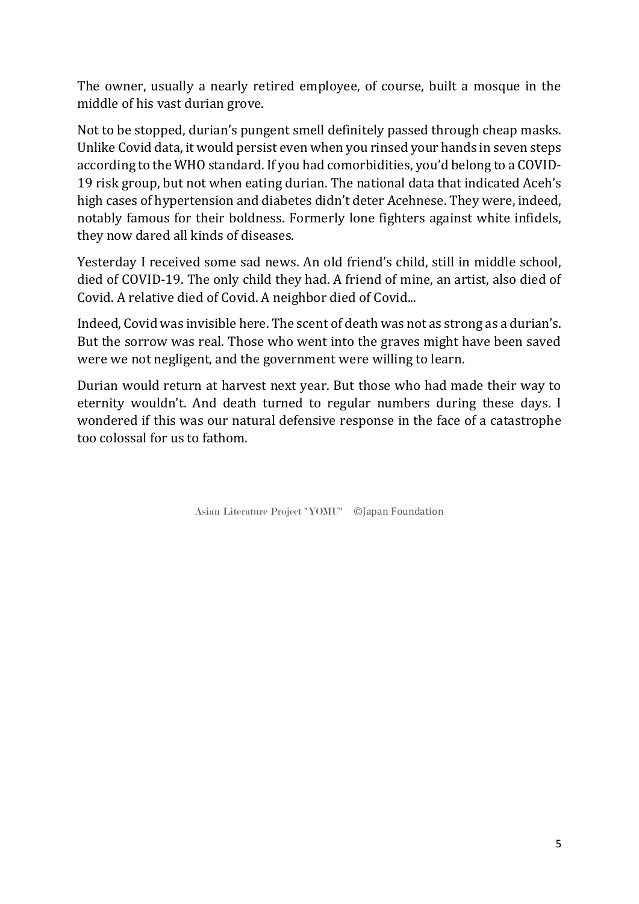The owner, usually a nearly retired employee, of course, built a mosque in the middle of his vast durian grove.

Not to be stopped, durian's pungent smell definitely passed through cheap masks. Unlike Covid data, it would persist even when you rinsed your hands in seven steps according to the WHO standard. If you had comorbidities, you'd belong to a COVID-19 risk group, but not when eating durian. The national data that indicated Aceh's high cases of hypertension and diabetes didn't deter Acehnese. They were, indeed, notably famous for their boldness. Formerly lone fighters against white infidels, they now dared all kinds of diseases.

Yesterday I received some sad news. An old friend's child, still in middle school, died of COVID-19. The only child they had. A friend of mine, an artist, also died of Covid. A relative died of Covid. A neighbor died of Covid...

Indeed, Covid was invisible here. The scent of death was not as strong as a durian's. But the sorrow was real. Those who went into the graves might have been saved were we not negligent, and the government were willing to learn.

Durian would return at harvest next year. But those who had made their way to eternity wouldn't. And death turned to regular numbers during these days. I wondered if this was our natural defensive response in the face of a catastrophe too colossal for us to fathom.

Asian Literature Project "YOMU" ©Japan Foundation